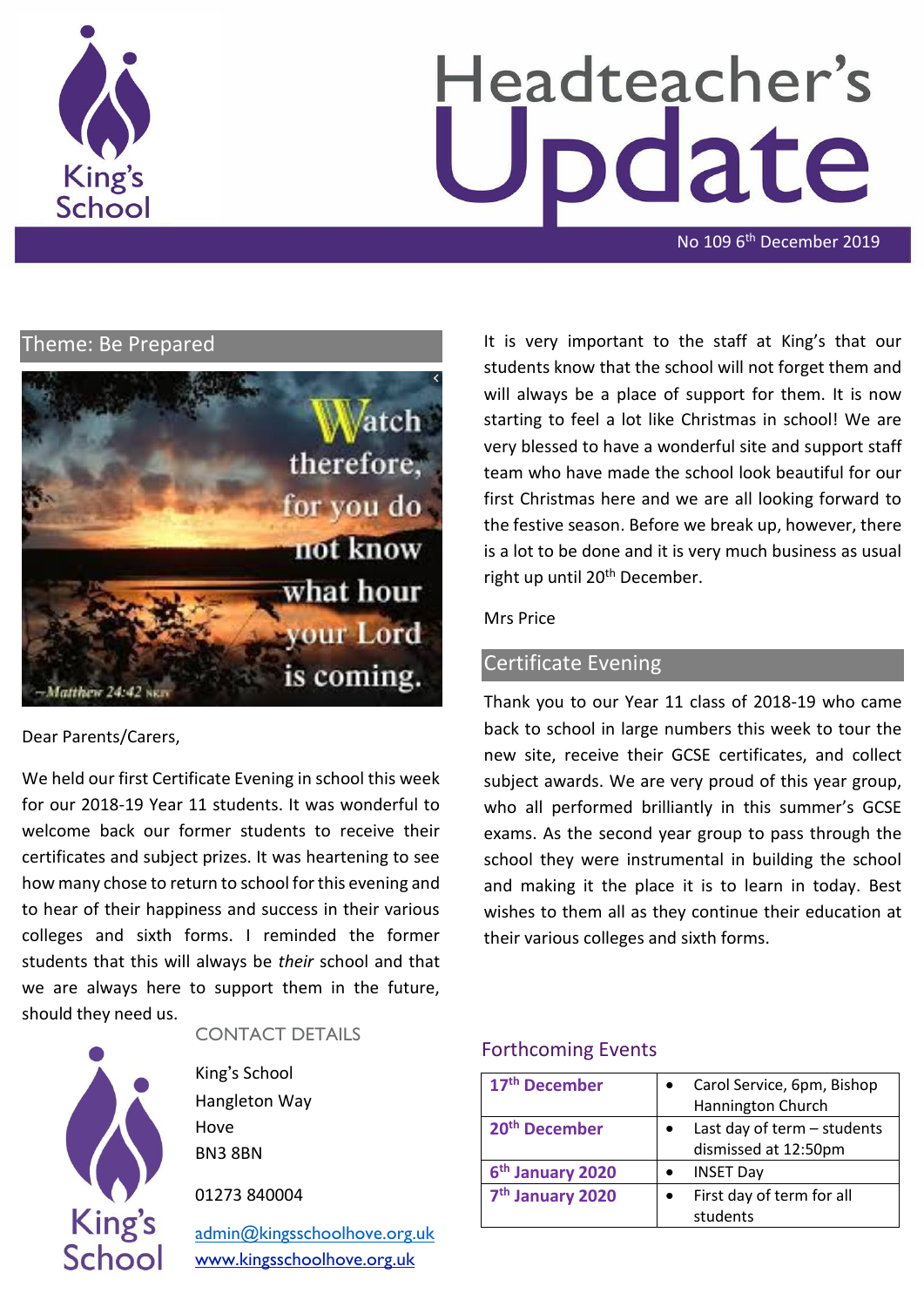# Headteacher's Update

No 109 6th December 2019

## Theme: Be Prepared

Watch therefore, for you do not know what hour your Lord is coming.
– Matthew 24:42 NKJV

Dear Parents/Carers,

We held our first Certificate Evening in school this week for our 2018-19 Year 11 students. It was wonderful to welcome back our former students to receive their certificates and subject prizes. It was heartening to see how many chose to return to school for this evening and to hear of their happiness and success in their various colleges and sixth forms. I reminded the former students that this will always be *their* school and that we are always here to support them in the future, should they need us.

It is very important to the staff at King's that our students know that the school will not forget them and will always be a place of support for them. It is now starting to feel a lot like Christmas in school! We are very blessed to have a wonderful site and support staff team who have made the school look beautiful for our first Christmas here and we are all looking forward to the festive season. Before we break up, however, there is a lot to be done and it is very much business as usual right up until 20th December.

Mrs Price

## Certificate Evening

Thank you to our Year 11 class of 2018-19 who came back to school in large numbers this week to tour the new site, receive their GCSE certificates, and collect subject awards. We are very proud of this year group, who all performed brilliantly in this summer's GCSE exams. As the second year group to pass through the school they were instrumental in building the school and making it the place it is to learn in today. Best wishes to them all as they continue their education at their various colleges and sixth forms.

## CONTACT DETAILS

King's School
Hangleton Way
Hove
BN3 8BN

01273 840004

admin@kingsschoolhove.org.uk
www.kingsschoolhove.org.uk

## Forthcoming Events

| Date | Event |
|---|---|
| **17th December** | • Carol Service, 6pm, Bishop Hannington Church |
| **20th December** | • Last day of term – students dismissed at 12:50pm |
| **6th January 2020** | • INSET Day |
| **7th January 2020** | • First day of term for all students |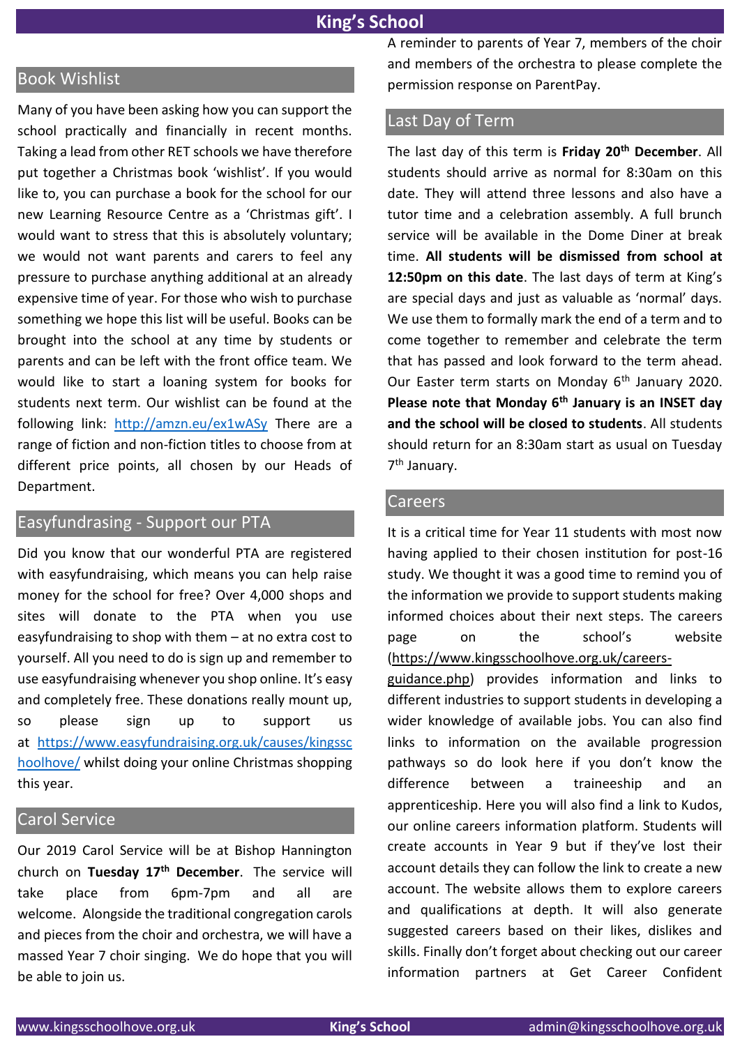## Book Wishlist

Many of you have been asking how you can support the school practically and financially in recent months. Taking a lead from other RET schools we have therefore put together a Christmas book 'wishlist'. If you would like to, you can purchase a book for the school for our new Learning Resource Centre as a 'Christmas gift'. I would want to stress that this is absolutely voluntary; we would not want parents and carers to feel any pressure to purchase anything additional at an already expensive time of year. For those who wish to purchase something we hope this list will be useful. Books can be brought into the school at any time by students or parents and can be left with the front office team. We would like to start a loaning system for books for students next term. Our wishlist can be found at the following link: http://amzn.eu/ex1wASy There are a range of fiction and non-fiction titles to choose from at different price points, all chosen by our Heads of Department.

## Easyfundrasing - Support our PTA

Did you know that our wonderful PTA are registered with easyfundraising, which means you can help raise money for the school for free? Over 4,000 shops and sites will donate to the PTA when you use easyfundraising to shop with them – at no extra cost to yourself. All you need to do is sign up and remember to use easyfundraising whenever you shop online. It's easy and completely free. These donations really mount up, so please sign up to support us at https://www.easyfundraising.org.uk/causes/kingsschoolhove/ whilst doing your online Christmas shopping this year.

## Carol Service

Our 2019 Carol Service will be at Bishop Hannington church on **Tuesday 17th December**. The service will take place from 6pm-7pm and all are welcome. Alongside the traditional congregation carols and pieces from the choir and orchestra, we will have a massed Year 7 choir singing. We do hope that you will be able to join us.

A reminder to parents of Year 7, members of the choir and members of the orchestra to please complete the permission response on ParentPay.

## Last Day of Term

The last day of this term is **Friday 20th December**. All students should arrive as normal for 8:30am on this date. They will attend three lessons and also have a tutor time and a celebration assembly. A full brunch service will be available in the Dome Diner at break time. **All students will be dismissed from school at 12:50pm on this date**. The last days of term at King's are special days and just as valuable as 'normal' days. We use them to formally mark the end of a term and to come together to remember and celebrate the term that has passed and look forward to the term ahead. Our Easter term starts on Monday 6th January 2020. **Please note that Monday 6th January is an INSET day and the school will be closed to students**. All students should return for an 8:30am start as usual on Tuesday 7th January.

## Careers

It is a critical time for Year 11 students with most now having applied to their chosen institution for post-16 study. We thought it was a good time to remind you of the information we provide to support students making informed choices about their next steps. The careers page on the school's website (https://www.kingsschoolhove.org.uk/careers-guidance.php) provides information and links to different industries to support students in developing a wider knowledge of available jobs. You can also find links to information on the available progression pathways so do look here if you don't know the difference between a traineeship and an apprenticeship. Here you will also find a link to Kudos, our online careers information platform. Students will create accounts in Year 9 but if they've lost their account details they can follow the link to create a new account. The website allows them to explore careers and qualifications at depth. It will also generate suggested careers based on their likes, dislikes and skills. Finally don't forget about checking out our career information partners at Get Career Confident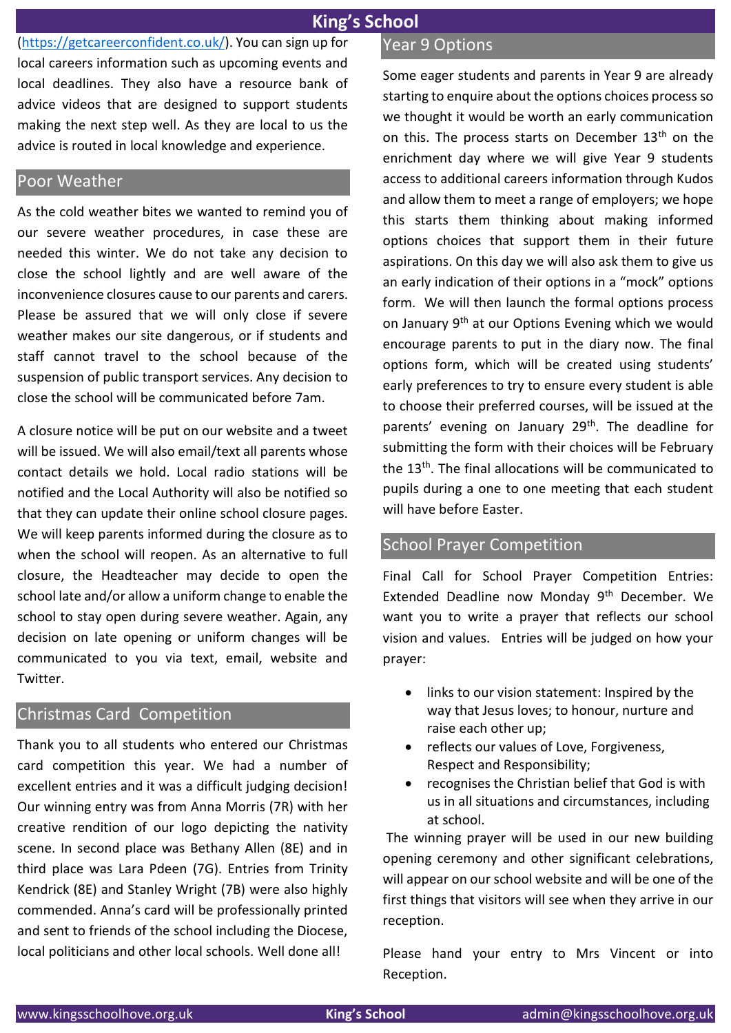(https://getcareerconfident.co.uk/). You can sign up for local careers information such as upcoming events and local deadlines. They also have a resource bank of advice videos that are designed to support students making the next step well. As they are local to us the advice is routed in local knowledge and experience.

## Poor Weather

As the cold weather bites we wanted to remind you of our severe weather procedures, in case these are needed this winter. We do not take any decision to close the school lightly and are well aware of the inconvenience closures cause to our parents and carers. Please be assured that we will only close if severe weather makes our site dangerous, or if students and staff cannot travel to the school because of the suspension of public transport services. Any decision to close the school will be communicated before 7am.

A closure notice will be put on our website and a tweet will be issued. We will also email/text all parents whose contact details we hold. Local radio stations will be notified and the Local Authority will also be notified so that they can update their online school closure pages. We will keep parents informed during the closure as to when the school will reopen. As an alternative to full closure, the Headteacher may decide to open the school late and/or allow a uniform change to enable the school to stay open during severe weather. Again, any decision on late opening or uniform changes will be communicated to you via text, email, website and Twitter.

## Christmas Card Competition

Thank you to all students who entered our Christmas card competition this year. We had a number of excellent entries and it was a difficult judging decision! Our winning entry was from Anna Morris (7R) with her creative rendition of our logo depicting the nativity scene. In second place was Bethany Allen (8E) and in third place was Lara Pdeen (7G). Entries from Trinity Kendrick (8E) and Stanley Wright (7B) were also highly commended. Anna's card will be professionally printed and sent to friends of the school including the Diocese, local politicians and other local schools. Well done all!

## Year 9 Options

Some eager students and parents in Year 9 are already starting to enquire about the options choices process so we thought it would be worth an early communication on this. The process starts on December 13th on the enrichment day where we will give Year 9 students access to additional careers information through Kudos and allow them to meet a range of employers; we hope this starts them thinking about making informed options choices that support them in their future aspirations. On this day we will also ask them to give us an early indication of their options in a "mock" options form. We will then launch the formal options process on January 9th at our Options Evening which we would encourage parents to put in the diary now. The final options form, which will be created using students' early preferences to try to ensure every student is able to choose their preferred courses, will be issued at the parents' evening on January 29th. The deadline for submitting the form with their choices will be February the 13th. The final allocations will be communicated to pupils during a one to one meeting that each student will have before Easter.

## School Prayer Competition

Final Call for School Prayer Competition Entries: Extended Deadline now Monday 9th December. We want you to write a prayer that reflects our school vision and values. Entries will be judged on how your prayer:

- links to our vision statement: Inspired by the way that Jesus loves; to honour, nurture and raise each other up;
- reflects our values of Love, Forgiveness, Respect and Responsibility;
- recognises the Christian belief that God is with us in all situations and circumstances, including at school.

The winning prayer will be used in our new building opening ceremony and other significant celebrations, will appear on our school website and will be one of the first things that visitors will see when they arrive in our reception.

Please hand your entry to Mrs Vincent or into Reception.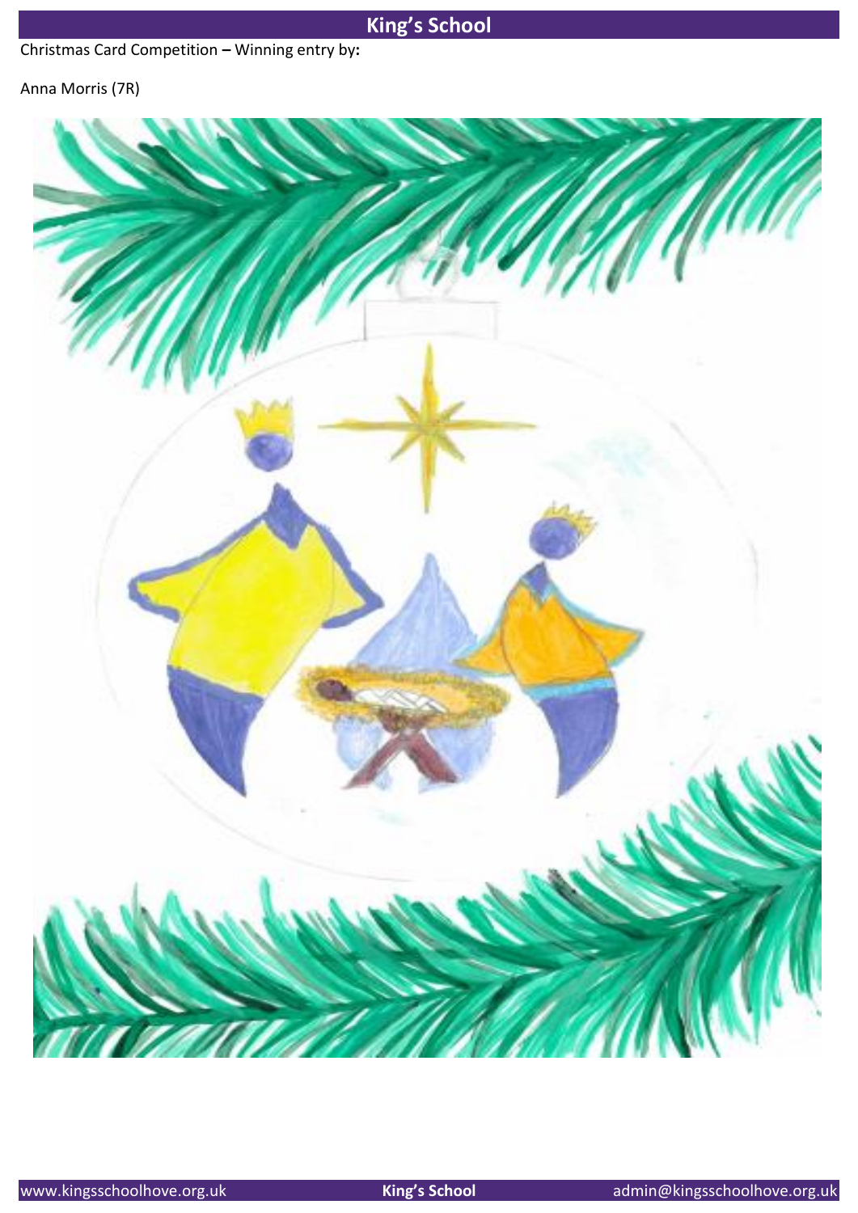Christmas Card Competition – Winning entry by:

Anna Morris (7R)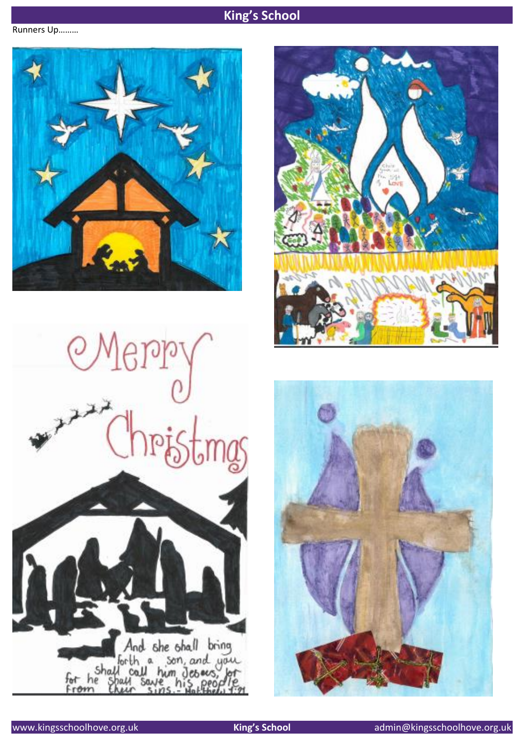Runners Up………

Merry Christmas

And she shall bring forth a son, and you shall call him Jesus, for he shall save his people from their sins. - Matthew 1:21